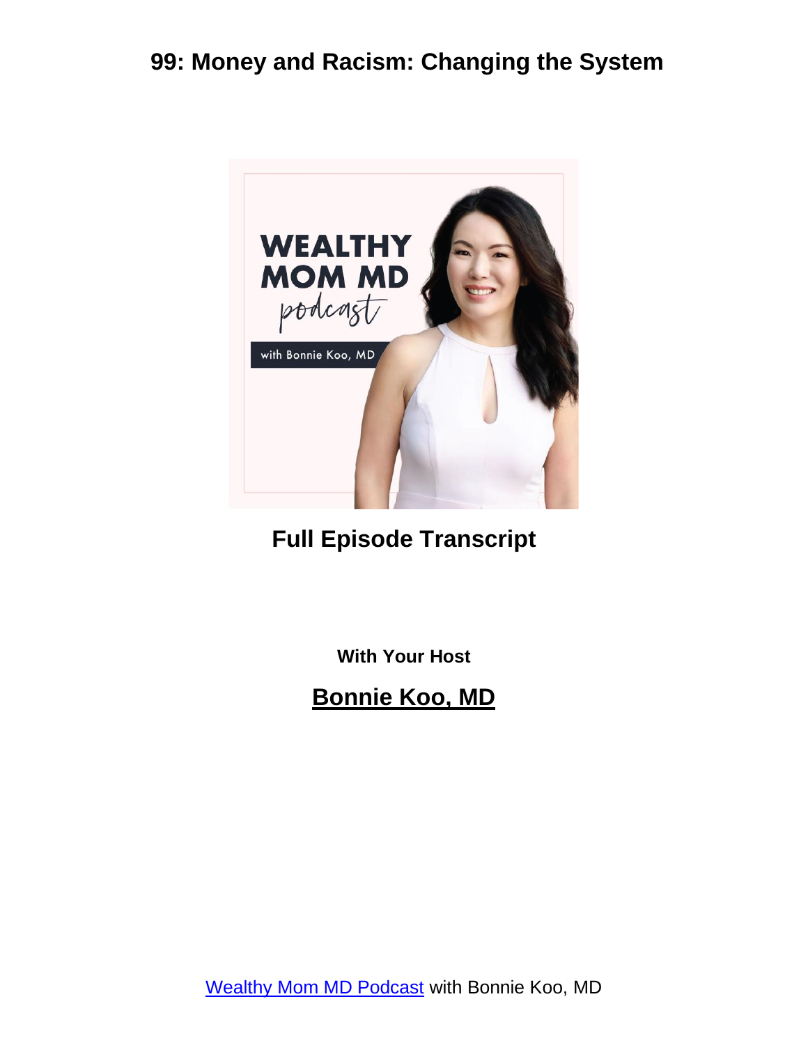# 99: Money and Racism: Changing the System

## Full Episode Transcript

**With Your Host**

## Bonnie Koo, MD

[Wealthy Mom MD Podcast](#) with Bonnie Koo, MD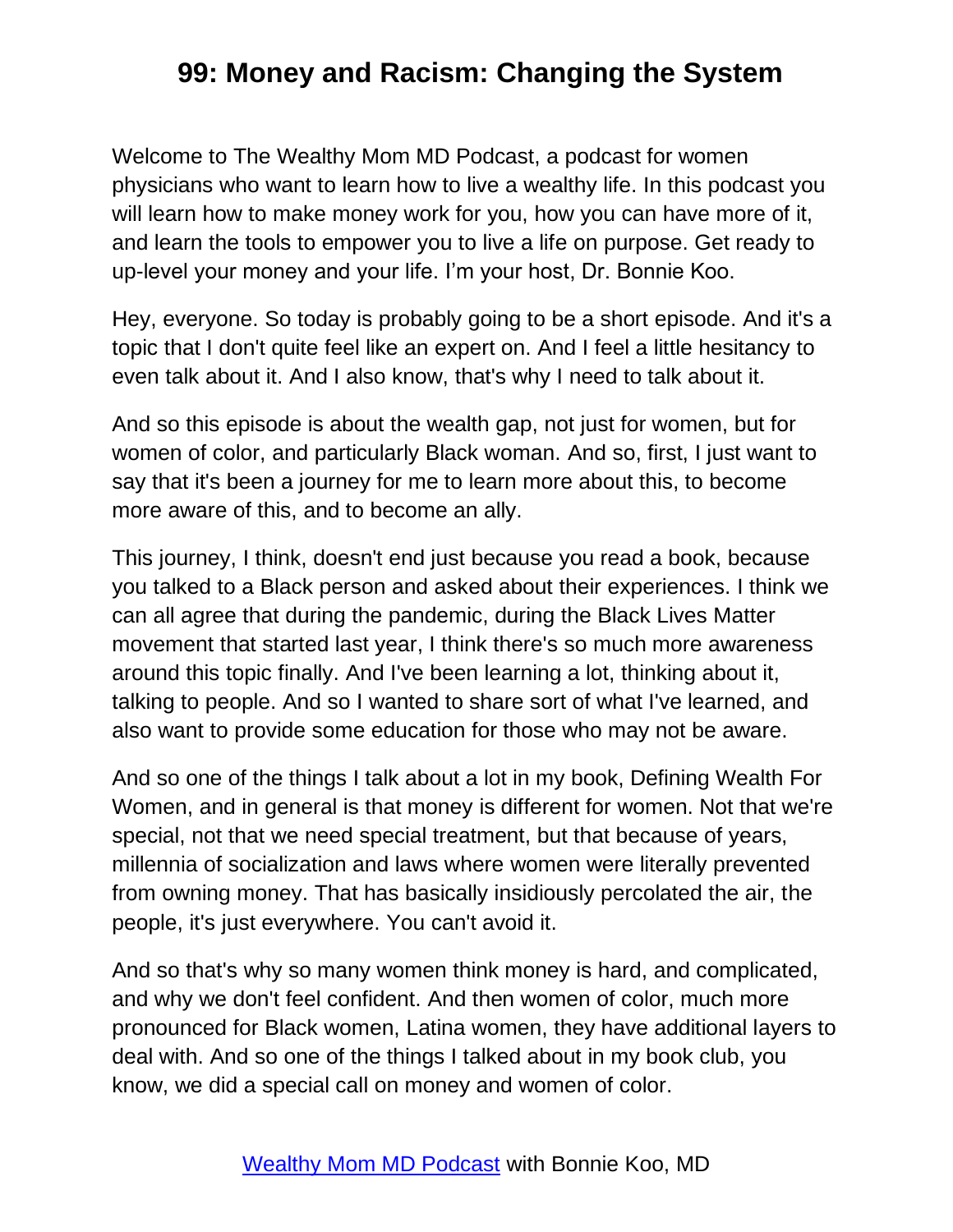# 99: Money and Racism: Changing the System

Welcome to The Wealthy Mom MD Podcast, a podcast for women physicians who want to learn how to live a wealthy life. In this podcast you will learn how to make money work for you, how you can have more of it, and learn the tools to empower you to live a life on purpose. Get ready to up-level your money and your life. I'm your host, Dr. Bonnie Koo.

Hey, everyone. So today is probably going to be a short episode. And it's a topic that I don't quite feel like an expert on. And I feel a little hesitancy to even talk about it. And I also know, that's why I need to talk about it.

And so this episode is about the wealth gap, not just for women, but for women of color, and particularly Black woman. And so, first, I just want to say that it's been a journey for me to learn more about this, to become more aware of this, and to become an ally.

This journey, I think, doesn't end just because you read a book, because you talked to a Black person and asked about their experiences. I think we can all agree that during the pandemic, during the Black Lives Matter movement that started last year, I think there's so much more awareness around this topic finally. And I've been learning a lot, thinking about it, talking to people. And so I wanted to share sort of what I've learned, and also want to provide some education for those who may not be aware.

And so one of the things I talk about a lot in my book, Defining Wealth For Women, and in general is that money is different for women. Not that we're special, not that we need special treatment, but that because of years, millennia of socialization and laws where women were literally prevented from owning money. That has basically insidiously percolated the air, the people, it's just everywhere. You can't avoid it.

And so that's why so many women think money is hard, and complicated, and why we don't feel confident. And then women of color, much more pronounced for Black women, Latina women, they have additional layers to deal with. And so one of the things I talked about in my book club, you know, we did a special call on money and women of color.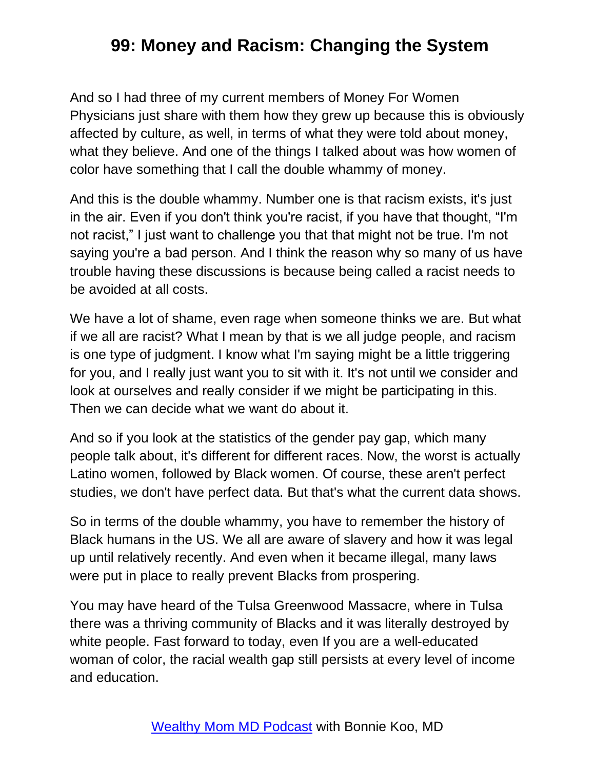And so I had three of my current members of Money For Women Physicians just share with them how they grew up because this is obviously affected by culture, as well, in terms of what they were told about money, what they believe. And one of the things I talked about was how women of color have something that I call the double whammy of money.

And this is the double whammy. Number one is that racism exists, it's just in the air. Even if you don't think you're racist, if you have that thought, "I'm not racist," I just want to challenge you that that might not be true. I'm not saying you're a bad person. And I think the reason why so many of us have trouble having these discussions is because being called a racist needs to be avoided at all costs.

We have a lot of shame, even rage when someone thinks we are. But what if we all are racist? What I mean by that is we all judge people, and racism is one type of judgment. I know what I'm saying might be a little triggering for you, and I really just want you to sit with it. It's not until we consider and look at ourselves and really consider if we might be participating in this. Then we can decide what we want do about it.

And so if you look at the statistics of the gender pay gap, which many people talk about, it's different for different races. Now, the worst is actually Latino women, followed by Black women. Of course, these aren't perfect studies, we don't have perfect data. But that's what the current data shows.

So in terms of the double whammy, you have to remember the history of Black humans in the US. We all are aware of slavery and how it was legal up until relatively recently. And even when it became illegal, many laws were put in place to really prevent Blacks from prospering.

You may have heard of the Tulsa Greenwood Massacre, where in Tulsa there was a thriving community of Blacks and it was literally destroyed by white people. Fast forward to today, even If you are a well-educated woman of color, the racial wealth gap still persists at every level of income and education.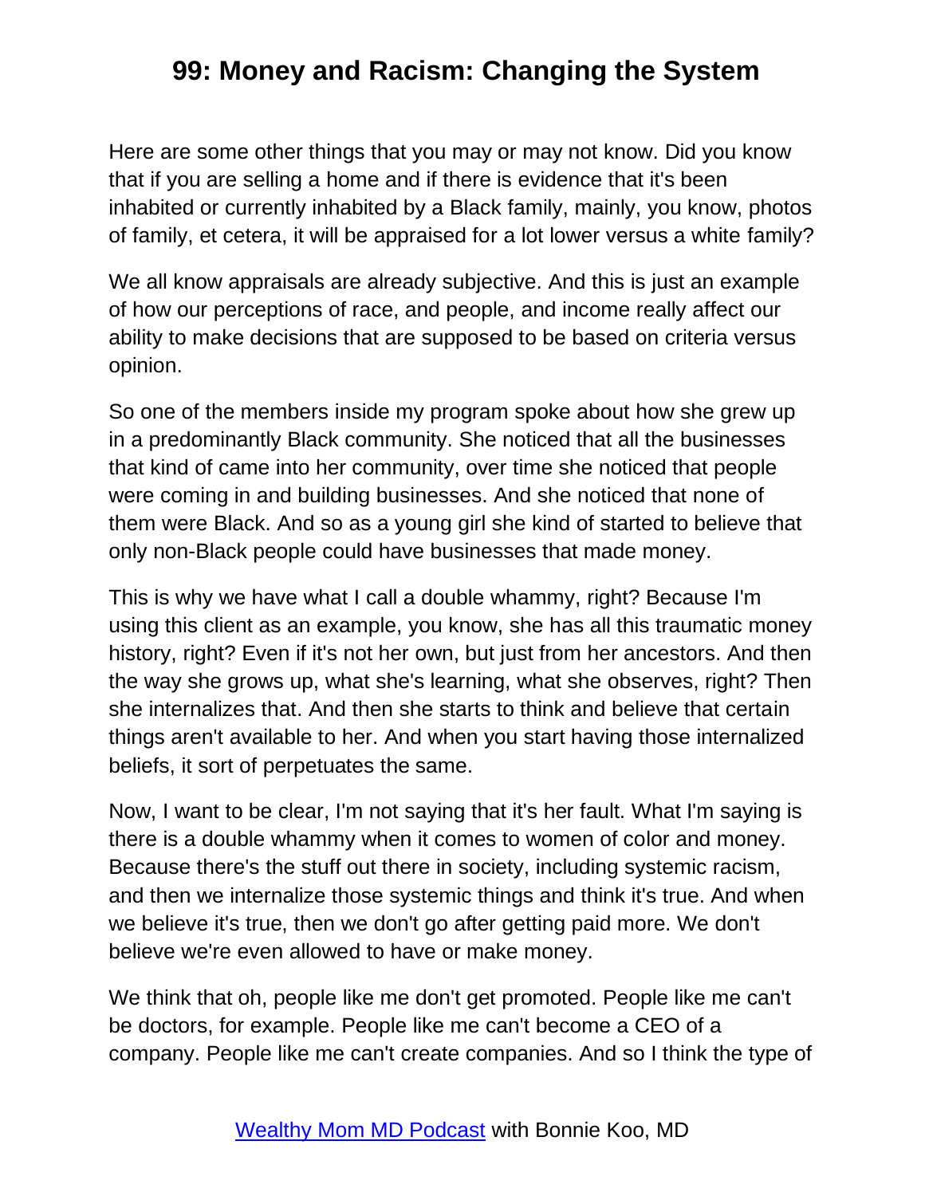Here are some other things that you may or may not know. Did you know that if you are selling a home and if there is evidence that it's been inhabited or currently inhabited by a Black family, mainly, you know, photos of family, et cetera, it will be appraised for a lot lower versus a white family?

We all know appraisals are already subjective. And this is just an example of how our perceptions of race, and people, and income really affect our ability to make decisions that are supposed to be based on criteria versus opinion.

So one of the members inside my program spoke about how she grew up in a predominantly Black community. She noticed that all the businesses that kind of came into her community, over time she noticed that people were coming in and building businesses. And she noticed that none of them were Black. And so as a young girl she kind of started to believe that only non-Black people could have businesses that made money.

This is why we have what I call a double whammy, right? Because I'm using this client as an example, you know, she has all this traumatic money history, right? Even if it's not her own, but just from her ancestors. And then the way she grows up, what she's learning, what she observes, right? Then she internalizes that. And then she starts to think and believe that certain things aren't available to her. And when you start having those internalized beliefs, it sort of perpetuates the same.

Now, I want to be clear, I'm not saying that it's her fault. What I'm saying is there is a double whammy when it comes to women of color and money. Because there's the stuff out there in society, including systemic racism, and then we internalize those systemic things and think it's true. And when we believe it's true, then we don't go after getting paid more. We don't believe we're even allowed to have or make money.

We think that oh, people like me don't get promoted. People like me can't be doctors, for example. People like me can't become a CEO of a company. People like me can't create companies. And so I think the type of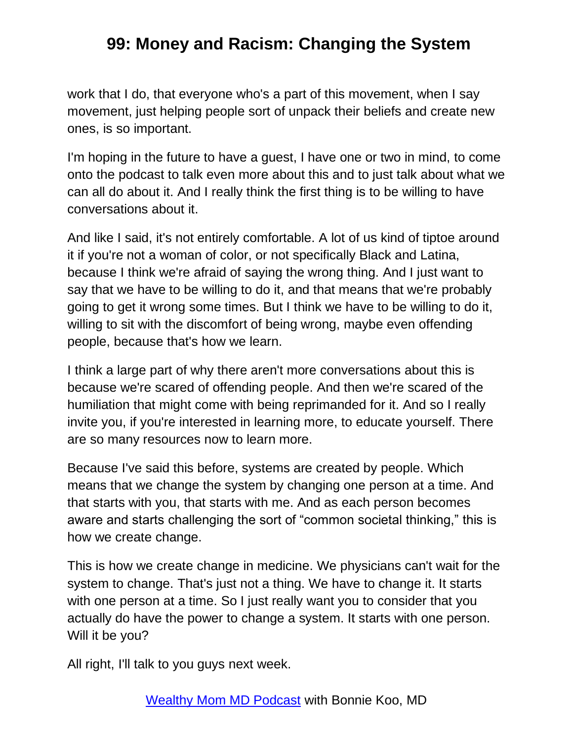work that I do, that everyone who's a part of this movement, when I say movement, just helping people sort of unpack their beliefs and create new ones, is so important.

I'm hoping in the future to have a guest, I have one or two in mind, to come onto the podcast to talk even more about this and to just talk about what we can all do about it. And I really think the first thing is to be willing to have conversations about it.

And like I said, it's not entirely comfortable. A lot of us kind of tiptoe around it if you're not a woman of color, or not specifically Black and Latina, because I think we're afraid of saying the wrong thing. And I just want to say that we have to be willing to do it, and that means that we're probably going to get it wrong some times. But I think we have to be willing to do it, willing to sit with the discomfort of being wrong, maybe even offending people, because that's how we learn.

I think a large part of why there aren't more conversations about this is because we're scared of offending people. And then we're scared of the humiliation that might come with being reprimanded for it. And so I really invite you, if you're interested in learning more, to educate yourself. There are so many resources now to learn more.

Because I've said this before, systems are created by people. Which means that we change the system by changing one person at a time. And that starts with you, that starts with me. And as each person becomes aware and starts challenging the sort of "common societal thinking," this is how we create change.

This is how we create change in medicine. We physicians can't wait for the system to change. That's just not a thing. We have to change it. It starts with one person at a time. So I just really want you to consider that you actually do have the power to change a system. It starts with one person. Will it be you?

All right, I'll talk to you guys next week.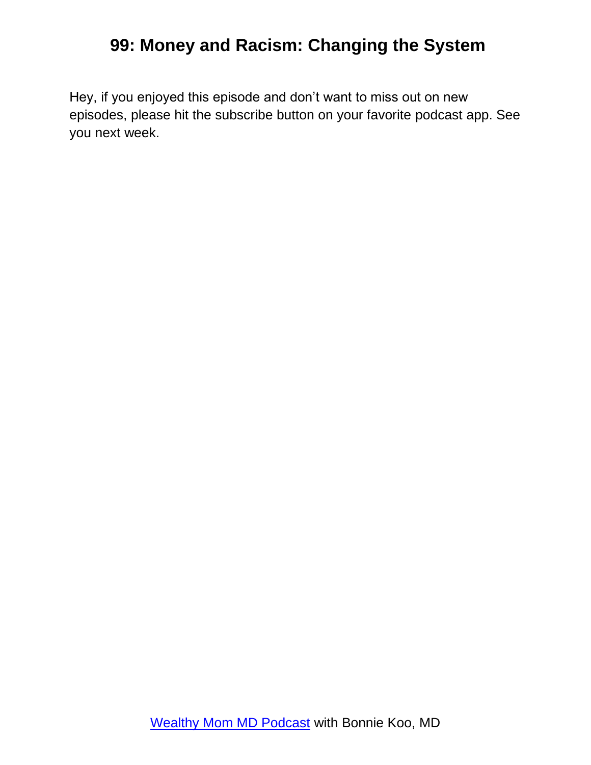Hey, if you enjoyed this episode and don't want to miss out on new episodes, please hit the subscribe button on your favorite podcast app. See you next week.